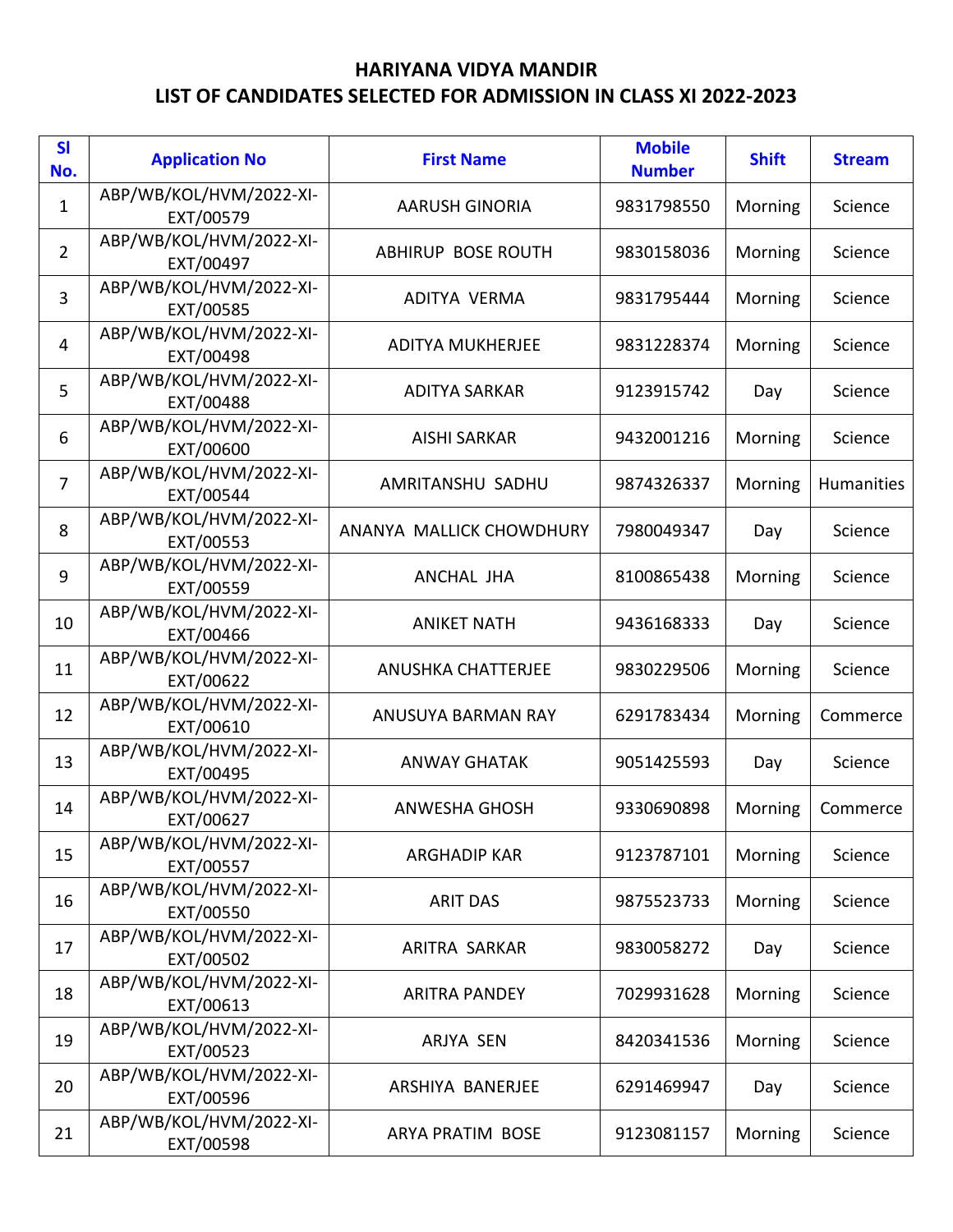# HARIYANA VIDYA MANDIR
## LIST OF CANDIDATES SELECTED FOR ADMISSION IN CLASS XI 2022-2023

| Sl No. | Application No | First Name | Mobile Number | Shift | Stream |
|---|---|---|---|---|---|
| 1 | ABP/WB/KOL/HVM/2022-XI-EXT/00579 | AARUSH GINORIA | 9831798550 | Morning | Science |
| 2 | ABP/WB/KOL/HVM/2022-XI-EXT/00497 | ABHIRUP BOSE ROUTH | 9830158036 | Morning | Science |
| 3 | ABP/WB/KOL/HVM/2022-XI-EXT/00585 | ADITYA VERMA | 9831795444 | Morning | Science |
| 4 | ABP/WB/KOL/HVM/2022-XI-EXT/00498 | ADITYA MUKHERJEE | 9831228374 | Morning | Science |
| 5 | ABP/WB/KOL/HVM/2022-XI-EXT/00488 | ADITYA SARKAR | 9123915742 | Day | Science |
| 6 | ABP/WB/KOL/HVM/2022-XI-EXT/00600 | AISHI SARKAR | 9432001216 | Morning | Science |
| 7 | ABP/WB/KOL/HVM/2022-XI-EXT/00544 | AMRITANSHU SADHU | 9874326337 | Morning | Humanities |
| 8 | ABP/WB/KOL/HVM/2022-XI-EXT/00553 | ANANYA MALLICK CHOWDHURY | 7980049347 | Day | Science |
| 9 | ABP/WB/KOL/HVM/2022-XI-EXT/00559 | ANCHAL JHA | 8100865438 | Morning | Science |
| 10 | ABP/WB/KOL/HVM/2022-XI-EXT/00466 | ANIKET NATH | 9436168333 | Day | Science |
| 11 | ABP/WB/KOL/HVM/2022-XI-EXT/00622 | ANUSHKA CHATTERJEE | 9830229506 | Morning | Science |
| 12 | ABP/WB/KOL/HVM/2022-XI-EXT/00610 | ANUSUYA BARMAN RAY | 6291783434 | Morning | Commerce |
| 13 | ABP/WB/KOL/HVM/2022-XI-EXT/00495 | ANWAY GHATAK | 9051425593 | Day | Science |
| 14 | ABP/WB/KOL/HVM/2022-XI-EXT/00627 | ANWESHA GHOSH | 9330690898 | Morning | Commerce |
| 15 | ABP/WB/KOL/HVM/2022-XI-EXT/00557 | ARGHADIP KAR | 9123787101 | Morning | Science |
| 16 | ABP/WB/KOL/HVM/2022-XI-EXT/00550 | ARIT DAS | 9875523733 | Morning | Science |
| 17 | ABP/WB/KOL/HVM/2022-XI-EXT/00502 | ARITRA SARKAR | 9830058272 | Day | Science |
| 18 | ABP/WB/KOL/HVM/2022-XI-EXT/00613 | ARITRA PANDEY | 7029931628 | Morning | Science |
| 19 | ABP/WB/KOL/HVM/2022-XI-EXT/00523 | ARJYA SEN | 8420341536 | Morning | Science |
| 20 | ABP/WB/KOL/HVM/2022-XI-EXT/00596 | ARSHIYA BANERJEE | 6291469947 | Day | Science |
| 21 | ABP/WB/KOL/HVM/2022-XI-EXT/00598 | ARYA PRATIM BOSE | 9123081157 | Morning | Science |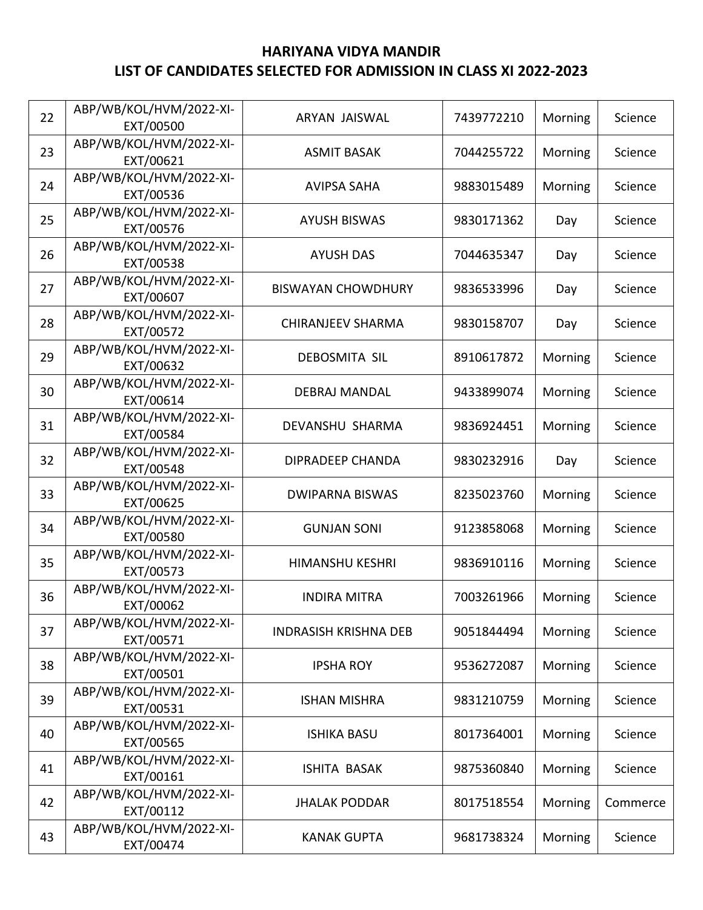## HARIYANA VIDYA MANDIR
## LIST OF CANDIDATES SELECTED FOR ADMISSION IN CLASS XI 2022-2023

| | | | | | |
|---|---|---|---|---|---|
| 22 | ABP/WB/KOL/HVM/2022-XI-EXT/00500 | ARYAN JAISWAL | 7439772210 | Morning | Science |
| 23 | ABP/WB/KOL/HVM/2022-XI-EXT/00621 | ASMIT BASAK | 7044255722 | Morning | Science |
| 24 | ABP/WB/KOL/HVM/2022-XI-EXT/00536 | AVIPSA SAHA | 9883015489 | Morning | Science |
| 25 | ABP/WB/KOL/HVM/2022-XI-EXT/00576 | AYUSH BISWAS | 9830171362 | Day | Science |
| 26 | ABP/WB/KOL/HVM/2022-XI-EXT/00538 | AYUSH DAS | 7044635347 | Day | Science |
| 27 | ABP/WB/KOL/HVM/2022-XI-EXT/00607 | BISWAYAN CHOWDHURY | 9836533996 | Day | Science |
| 28 | ABP/WB/KOL/HVM/2022-XI-EXT/00572 | CHIRANJEEV SHARMA | 9830158707 | Day | Science |
| 29 | ABP/WB/KOL/HVM/2022-XI-EXT/00632 | DEBOSMITA SIL | 8910617872 | Morning | Science |
| 30 | ABP/WB/KOL/HVM/2022-XI-EXT/00614 | DEBRAJ MANDAL | 9433899074 | Morning | Science |
| 31 | ABP/WB/KOL/HVM/2022-XI-EXT/00584 | DEVANSHU SHARMA | 9836924451 | Morning | Science |
| 32 | ABP/WB/KOL/HVM/2022-XI-EXT/00548 | DIPRADEEP CHANDA | 9830232916 | Day | Science |
| 33 | ABP/WB/KOL/HVM/2022-XI-EXT/00625 | DWIPARNA BISWAS | 8235023760 | Morning | Science |
| 34 | ABP/WB/KOL/HVM/2022-XI-EXT/00580 | GUNJAN SONI | 9123858068 | Morning | Science |
| 35 | ABP/WB/KOL/HVM/2022-XI-EXT/00573 | HIMANSHU KESHRI | 9836910116 | Morning | Science |
| 36 | ABP/WB/KOL/HVM/2022-XI-EXT/00062 | INDIRA MITRA | 7003261966 | Morning | Science |
| 37 | ABP/WB/KOL/HVM/2022-XI-EXT/00571 | INDRASISH KRISHNA DEB | 9051844494 | Morning | Science |
| 38 | ABP/WB/KOL/HVM/2022-XI-EXT/00501 | IPSHA ROY | 9536272087 | Morning | Science |
| 39 | ABP/WB/KOL/HVM/2022-XI-EXT/00531 | ISHAN MISHRA | 9831210759 | Morning | Science |
| 40 | ABP/WB/KOL/HVM/2022-XI-EXT/00565 | ISHIKA BASU | 8017364001 | Morning | Science |
| 41 | ABP/WB/KOL/HVM/2022-XI-EXT/00161 | ISHITA BASAK | 9875360840 | Morning | Science |
| 42 | ABP/WB/KOL/HVM/2022-XI-EXT/00112 | JHALAK PODDAR | 8017518554 | Morning | Commerce |
| 43 | ABP/WB/KOL/HVM/2022-XI-EXT/00474 | KANAK GUPTA | 9681738324 | Morning | Science |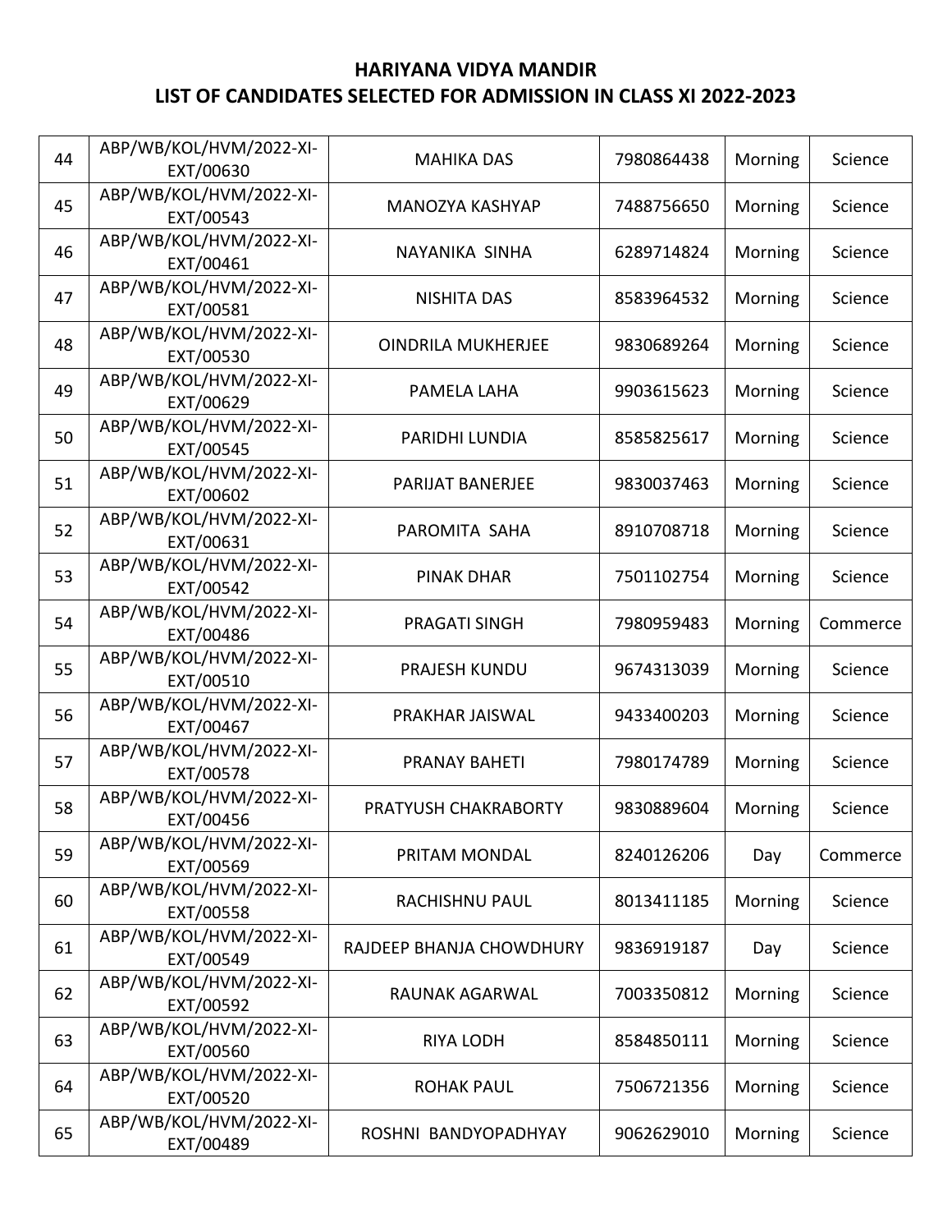# HARIYANA VIDYA MANDIR
## LIST OF CANDIDATES SELECTED FOR ADMISSION IN CLASS XI 2022-2023

| | | | | | |
|---|---|---|---|---|---|
| 44 | ABP/WB/KOL/HVM/2022-XI-EXT/00630 | MAHIKA DAS | 7980864438 | Morning | Science |
| 45 | ABP/WB/KOL/HVM/2022-XI-EXT/00543 | MANOZYA KASHYAP | 7488756650 | Morning | Science |
| 46 | ABP/WB/KOL/HVM/2022-XI-EXT/00461 | NAYANIKA SINHA | 6289714824 | Morning | Science |
| 47 | ABP/WB/KOL/HVM/2022-XI-EXT/00581 | NISHITA DAS | 8583964532 | Morning | Science |
| 48 | ABP/WB/KOL/HVM/2022-XI-EXT/00530 | OINDRILA MUKHERJEE | 9830689264 | Morning | Science |
| 49 | ABP/WB/KOL/HVM/2022-XI-EXT/00629 | PAMELA LAHA | 9903615623 | Morning | Science |
| 50 | ABP/WB/KOL/HVM/2022-XI-EXT/00545 | PARIDHI LUNDIA | 8585825617 | Morning | Science |
| 51 | ABP/WB/KOL/HVM/2022-XI-EXT/00602 | PARIJAT BANERJEE | 9830037463 | Morning | Science |
| 52 | ABP/WB/KOL/HVM/2022-XI-EXT/00631 | PAROMITA SAHA | 8910708718 | Morning | Science |
| 53 | ABP/WB/KOL/HVM/2022-XI-EXT/00542 | PINAK DHAR | 7501102754 | Morning | Science |
| 54 | ABP/WB/KOL/HVM/2022-XI-EXT/00486 | PRAGATI SINGH | 7980959483 | Morning | Commerce |
| 55 | ABP/WB/KOL/HVM/2022-XI-EXT/00510 | PRAJESH KUNDU | 9674313039 | Morning | Science |
| 56 | ABP/WB/KOL/HVM/2022-XI-EXT/00467 | PRAKHAR JAISWAL | 9433400203 | Morning | Science |
| 57 | ABP/WB/KOL/HVM/2022-XI-EXT/00578 | PRANAY BAHETI | 7980174789 | Morning | Science |
| 58 | ABP/WB/KOL/HVM/2022-XI-EXT/00456 | PRATYUSH CHAKRABORTY | 9830889604 | Morning | Science |
| 59 | ABP/WB/KOL/HVM/2022-XI-EXT/00569 | PRITAM MONDAL | 8240126206 | Day | Commerce |
| 60 | ABP/WB/KOL/HVM/2022-XI-EXT/00558 | RACHISHNU PAUL | 8013411185 | Morning | Science |
| 61 | ABP/WB/KOL/HVM/2022-XI-EXT/00549 | RAJDEEP BHANJA CHOWDHURY | 9836919187 | Day | Science |
| 62 | ABP/WB/KOL/HVM/2022-XI-EXT/00592 | RAUNAK AGARWAL | 7003350812 | Morning | Science |
| 63 | ABP/WB/KOL/HVM/2022-XI-EXT/00560 | RIYA LODH | 8584850111 | Morning | Science |
| 64 | ABP/WB/KOL/HVM/2022-XI-EXT/00520 | ROHAK PAUL | 7506721356 | Morning | Science |
| 65 | ABP/WB/KOL/HVM/2022-XI-EXT/00489 | ROSHNI BANDYOPADHYAY | 9062629010 | Morning | Science |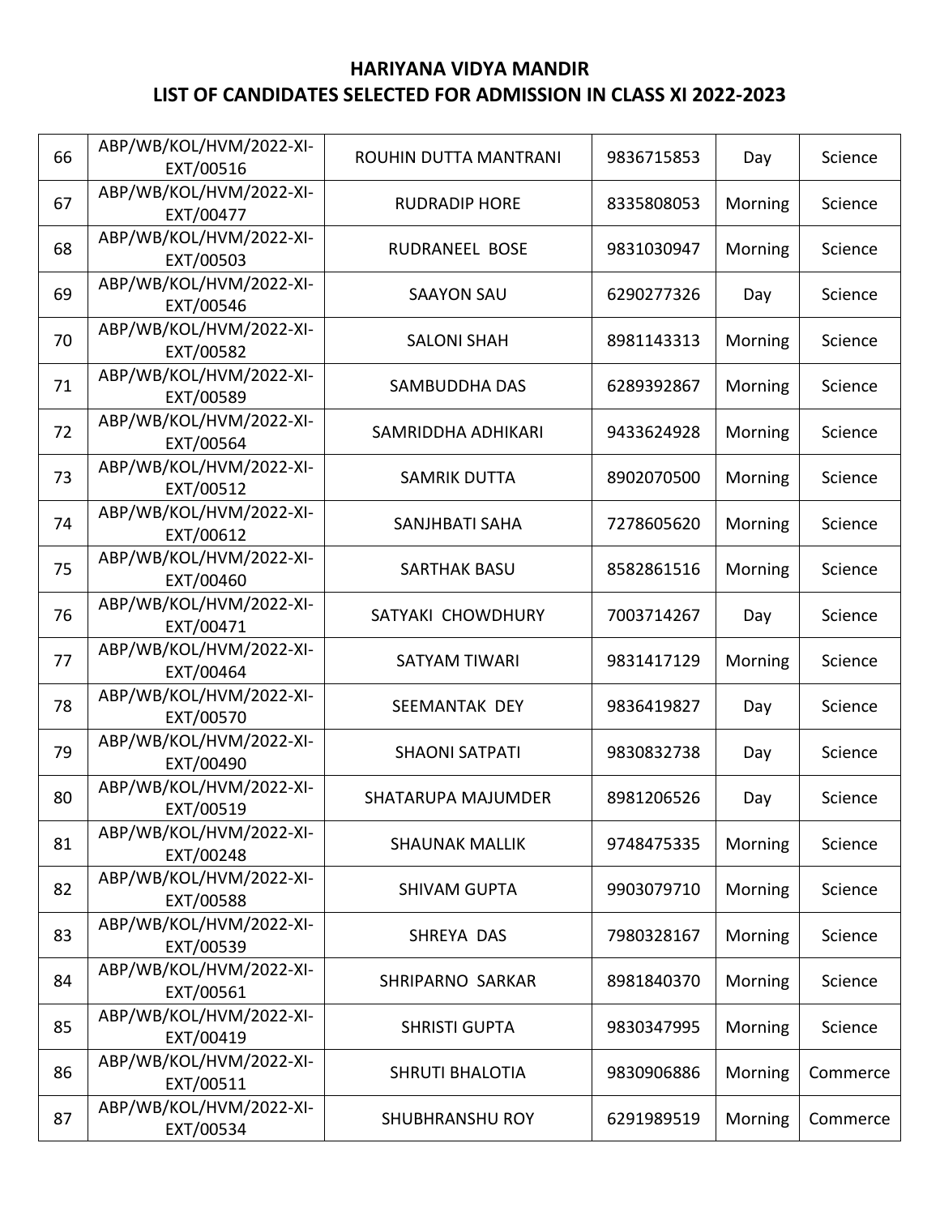# HARIYANA VIDYA MANDIR
## LIST OF CANDIDATES SELECTED FOR ADMISSION IN CLASS XI 2022-2023

| | | | | | |
|---|---|---|---|---|---|
| 66 | ABP/WB/KOL/HVM/2022-XI-EXT/00516 | ROUHIN DUTTA MANTRANI | 9836715853 | Day | Science |
| 67 | ABP/WB/KOL/HVM/2022-XI-EXT/00477 | RUDRADIP HORE | 8335808053 | Morning | Science |
| 68 | ABP/WB/KOL/HVM/2022-XI-EXT/00503 | RUDRANEEL BOSE | 9831030947 | Morning | Science |
| 69 | ABP/WB/KOL/HVM/2022-XI-EXT/00546 | SAAYON SAU | 6290277326 | Day | Science |
| 70 | ABP/WB/KOL/HVM/2022-XI-EXT/00582 | SALONI SHAH | 8981143313 | Morning | Science |
| 71 | ABP/WB/KOL/HVM/2022-XI-EXT/00589 | SAMBUDDHA DAS | 6289392867 | Morning | Science |
| 72 | ABP/WB/KOL/HVM/2022-XI-EXT/00564 | SAMRIDDHA ADHIKARI | 9433624928 | Morning | Science |
| 73 | ABP/WB/KOL/HVM/2022-XI-EXT/00512 | SAMRIK DUTTA | 8902070500 | Morning | Science |
| 74 | ABP/WB/KOL/HVM/2022-XI-EXT/00612 | SANJHBATI SAHA | 7278605620 | Morning | Science |
| 75 | ABP/WB/KOL/HVM/2022-XI-EXT/00460 | SARTHAK BASU | 8582861516 | Morning | Science |
| 76 | ABP/WB/KOL/HVM/2022-XI-EXT/00471 | SATYAKI CHOWDHURY | 7003714267 | Day | Science |
| 77 | ABP/WB/KOL/HVM/2022-XI-EXT/00464 | SATYAM TIWARI | 9831417129 | Morning | Science |
| 78 | ABP/WB/KOL/HVM/2022-XI-EXT/00570 | SEEMANTAK DEY | 9836419827 | Day | Science |
| 79 | ABP/WB/KOL/HVM/2022-XI-EXT/00490 | SHAONI SATPATI | 9830832738 | Day | Science |
| 80 | ABP/WB/KOL/HVM/2022-XI-EXT/00519 | SHATARUPA MAJUMDER | 8981206526 | Day | Science |
| 81 | ABP/WB/KOL/HVM/2022-XI-EXT/00248 | SHAUNAK MALLIK | 9748475335 | Morning | Science |
| 82 | ABP/WB/KOL/HVM/2022-XI-EXT/00588 | SHIVAM GUPTA | 9903079710 | Morning | Science |
| 83 | ABP/WB/KOL/HVM/2022-XI-EXT/00539 | SHREYA DAS | 7980328167 | Morning | Science |
| 84 | ABP/WB/KOL/HVM/2022-XI-EXT/00561 | SHRIPARNO SARKAR | 8981840370 | Morning | Science |
| 85 | ABP/WB/KOL/HVM/2022-XI-EXT/00419 | SHRISTI GUPTA | 9830347995 | Morning | Science |
| 86 | ABP/WB/KOL/HVM/2022-XI-EXT/00511 | SHRUTI BHALOTIA | 9830906886 | Morning | Commerce |
| 87 | ABP/WB/KOL/HVM/2022-XI-EXT/00534 | SHUBHRANSHU ROY | 6291989519 | Morning | Commerce |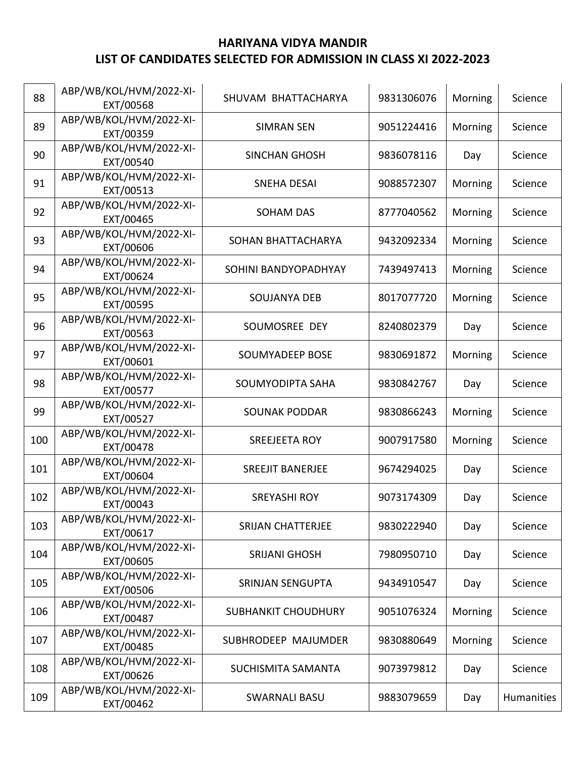# HARIYANA VIDYA MANDIR
# LIST OF CANDIDATES SELECTED FOR ADMISSION IN CLASS XI 2022-2023

| | | | | | |
|---|---|---|---|---|---|
| 88 | ABP/WB/KOL/HVM/2022-XI-EXT/00568 | SHUVAM BHATTACHARYA | 9831306076 | Morning | Science |
| 89 | ABP/WB/KOL/HVM/2022-XI-EXT/00359 | SIMRAN SEN | 9051224416 | Morning | Science |
| 90 | ABP/WB/KOL/HVM/2022-XI-EXT/00540 | SINCHAN GHOSH | 9836078116 | Day | Science |
| 91 | ABP/WB/KOL/HVM/2022-XI-EXT/00513 | SNEHA DESAI | 9088572307 | Morning | Science |
| 92 | ABP/WB/KOL/HVM/2022-XI-EXT/00465 | SOHAM DAS | 8777040562 | Morning | Science |
| 93 | ABP/WB/KOL/HVM/2022-XI-EXT/00606 | SOHAN BHATTACHARYA | 9432092334 | Morning | Science |
| 94 | ABP/WB/KOL/HVM/2022-XI-EXT/00624 | SOHINI BANDYOPADHYAY | 7439497413 | Morning | Science |
| 95 | ABP/WB/KOL/HVM/2022-XI-EXT/00595 | SOUJANYA DEB | 8017077720 | Morning | Science |
| 96 | ABP/WB/KOL/HVM/2022-XI-EXT/00563 | SOUMOSREE DEY | 8240802379 | Day | Science |
| 97 | ABP/WB/KOL/HVM/2022-XI-EXT/00601 | SOUMYADEEP BOSE | 9830691872 | Morning | Science |
| 98 | ABP/WB/KOL/HVM/2022-XI-EXT/00577 | SOUMYODIPTA SAHA | 9830842767 | Day | Science |
| 99 | ABP/WB/KOL/HVM/2022-XI-EXT/00527 | SOUNAK PODDAR | 9830866243 | Morning | Science |
| 100 | ABP/WB/KOL/HVM/2022-XI-EXT/00478 | SREEJEETA ROY | 9007917580 | Morning | Science |
| 101 | ABP/WB/KOL/HVM/2022-XI-EXT/00604 | SREEJIT BANERJEE | 9674294025 | Day | Science |
| 102 | ABP/WB/KOL/HVM/2022-XI-EXT/00043 | SREYASHI ROY | 9073174309 | Day | Science |
| 103 | ABP/WB/KOL/HVM/2022-XI-EXT/00617 | SRIJAN CHATTERJEE | 9830222940 | Day | Science |
| 104 | ABP/WB/KOL/HVM/2022-XI-EXT/00605 | SRIJANI GHOSH | 7980950710 | Day | Science |
| 105 | ABP/WB/KOL/HVM/2022-XI-EXT/00506 | SRINJAN SENGUPTA | 9434910547 | Day | Science |
| 106 | ABP/WB/KOL/HVM/2022-XI-EXT/00487 | SUBHANKIT CHOUDHURY | 9051076324 | Morning | Science |
| 107 | ABP/WB/KOL/HVM/2022-XI-EXT/00485 | SUBHRODEEP MAJUMDER | 9830880649 | Morning | Science |
| 108 | ABP/WB/KOL/HVM/2022-XI-EXT/00626 | SUCHISMITA SAMANTA | 9073979812 | Day | Science |
| 109 | ABP/WB/KOL/HVM/2022-XI-EXT/00462 | SWARNALI BASU | 9883079659 | Day | Humanities |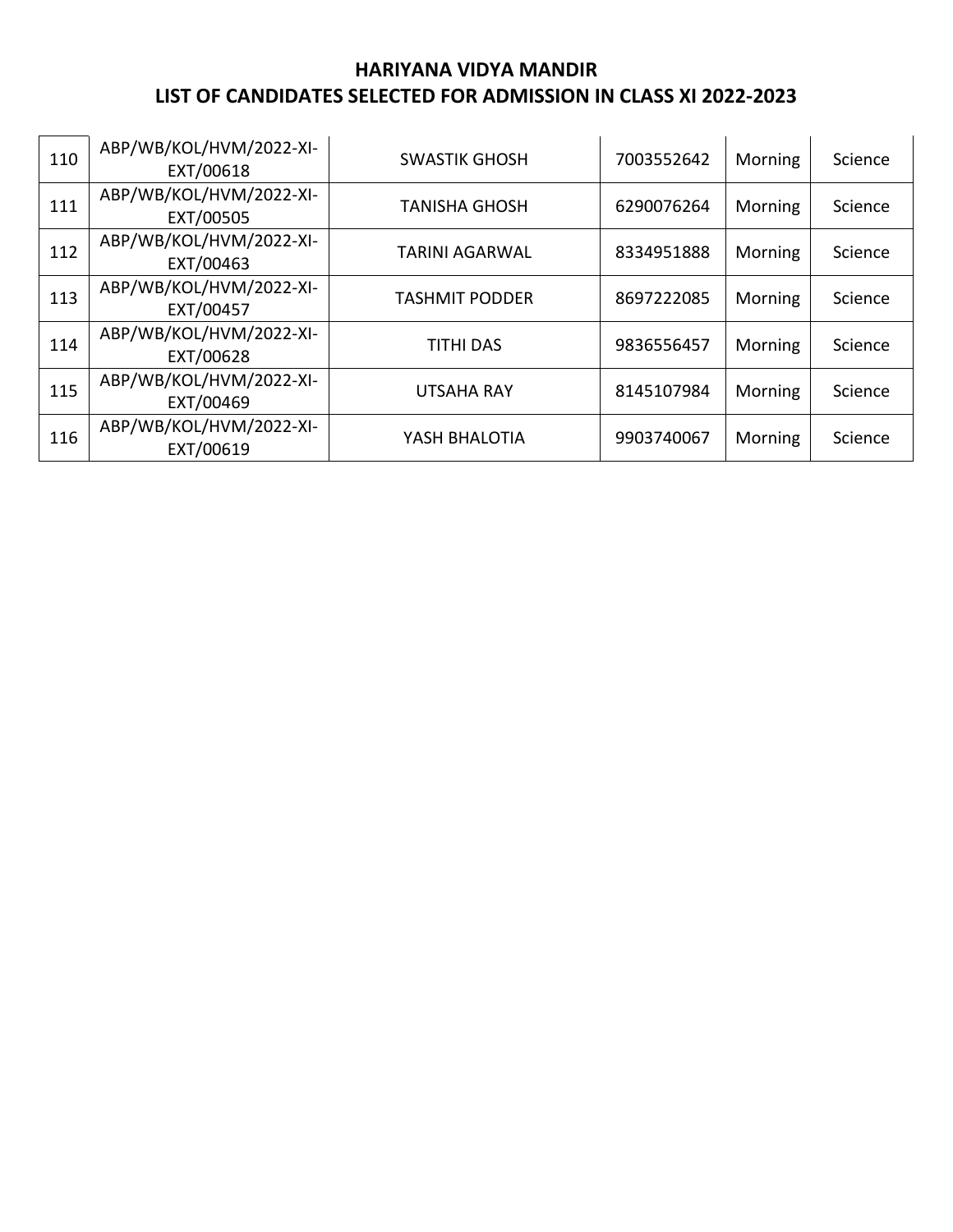**HARIYANA VIDYA MANDIR**
**LIST OF CANDIDATES SELECTED FOR ADMISSION IN CLASS XI 2022-2023**

| | | | | | |
|---|---|---|---|---|---|
| 110 | ABP/WB/KOL/HVM/2022-XI-EXT/00618 | SWASTIK GHOSH | 7003552642 | Morning | Science |
| 111 | ABP/WB/KOL/HVM/2022-XI-EXT/00505 | TANISHA GHOSH | 6290076264 | Morning | Science |
| 112 | ABP/WB/KOL/HVM/2022-XI-EXT/00463 | TARINI AGARWAL | 8334951888 | Morning | Science |
| 113 | ABP/WB/KOL/HVM/2022-XI-EXT/00457 | TASHMIT PODDER | 8697222085 | Morning | Science |
| 114 | ABP/WB/KOL/HVM/2022-XI-EXT/00628 | TITHI DAS | 9836556457 | Morning | Science |
| 115 | ABP/WB/KOL/HVM/2022-XI-EXT/00469 | UTSAHA RAY | 8145107984 | Morning | Science |
| 116 | ABP/WB/KOL/HVM/2022-XI-EXT/00619 | YASH BHALOTIA | 9903740067 | Morning | Science |